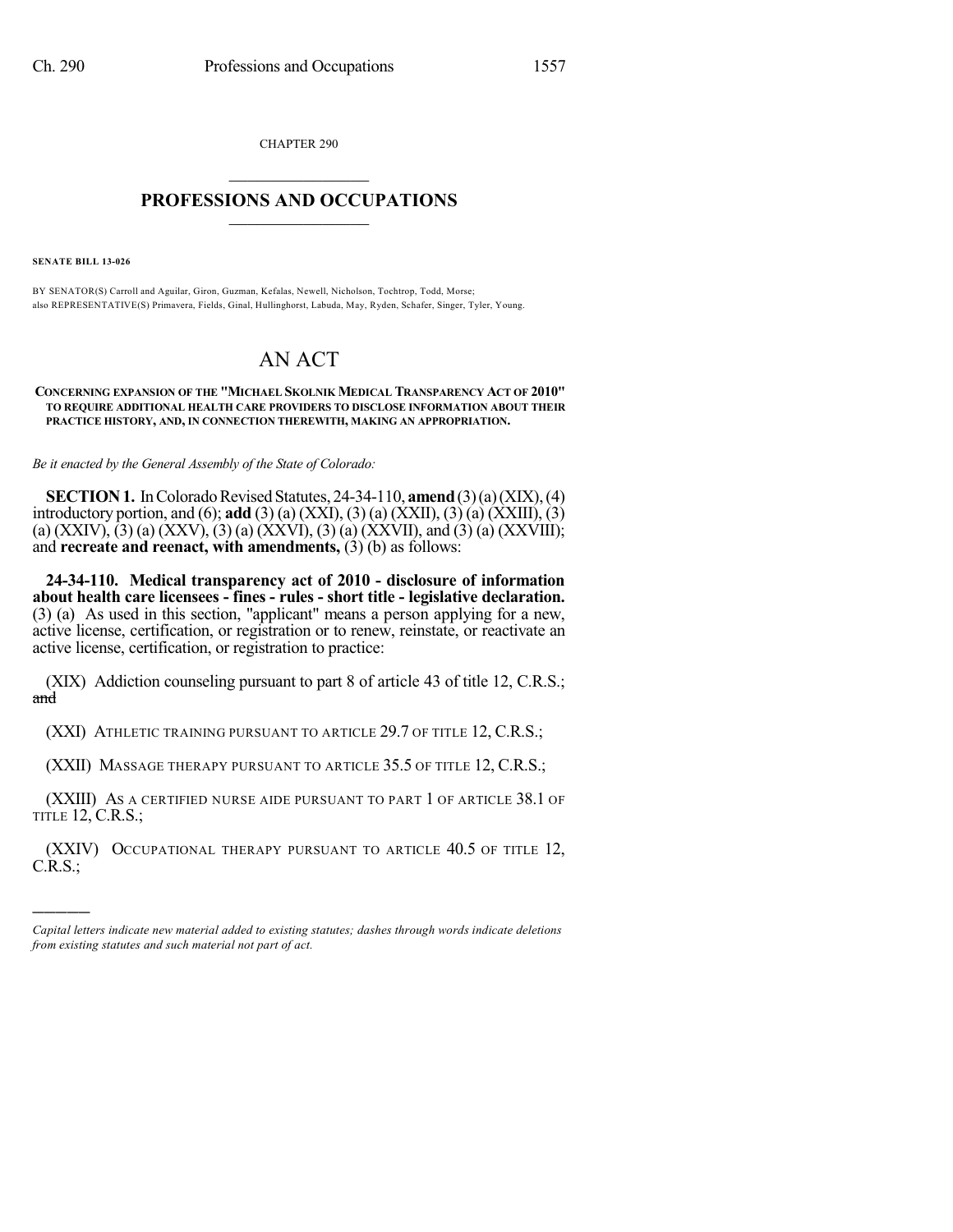CHAPTER 290

# PROFESSIONS AND OCCUPATIONS

**SENATE BILL 13-026**

BY SENATOR(S) Carroll and Aguilar, Giron, Guzman, Kefalas, Newell, Nicholson, Tochtrop, Todd, Morse;
also REPRESENTATIVE(S) Primavera, Fields, Ginal, Hullinghorst, Labuda, May, Ryden, Schafer, Singer, Tyler, Young.

# AN ACT

**CONCERNING EXPANSION OF THE "MICHAEL SKOLNIK MEDICAL TRANSPARENCY ACT OF 2010" TO REQUIRE ADDITIONAL HEALTH CARE PROVIDERS TO DISCLOSE INFORMATION ABOUT THEIR PRACTICE HISTORY, AND, IN CONNECTION THEREWITH, MAKING AN APPROPRIATION.**

*Be it enacted by the General Assembly of the State of Colorado:*

**SECTION 1.** In Colorado Revised Statutes, 24-34-110, **amend** (3) (a) (XIX), (4) introductory portion, and (6); **add** (3) (a) (XXI), (3) (a) (XXII), (3) (a) (XXIII), (3) (a) (XXIV), (3) (a) (XXV), (3) (a) (XXVI), (3) (a) (XXVII), and (3) (a) (XXVIII); and **recreate and reenact, with amendments,** (3) (b) as follows:

**24-34-110. Medical transparency act of 2010 - disclosure of information about health care licensees - fines - rules - short title - legislative declaration.** (3) (a) As used in this section, "applicant" means a person applying for a new, active license, certification, or registration or to renew, reinstate, or reactivate an active license, certification, or registration to practice:

(XIX) Addiction counseling pursuant to part 8 of article 43 of title 12, C.R.S.; ~~and~~

(XXI) ATHLETIC TRAINING PURSUANT TO ARTICLE 29.7 OF TITLE 12, C.R.S.;

(XXII) MASSAGE THERAPY PURSUANT TO ARTICLE 35.5 OF TITLE 12, C.R.S.;

(XXIII) AS A CERTIFIED NURSE AIDE PURSUANT TO PART 1 OF ARTICLE 38.1 OF TITLE 12, C.R.S.;

(XXIV) OCCUPATIONAL THERAPY PURSUANT TO ARTICLE 40.5 OF TITLE 12, C.R.S.;

---

*Capital letters indicate new material added to existing statutes; dashes through words indicate deletions from existing statutes and such material not part of act.*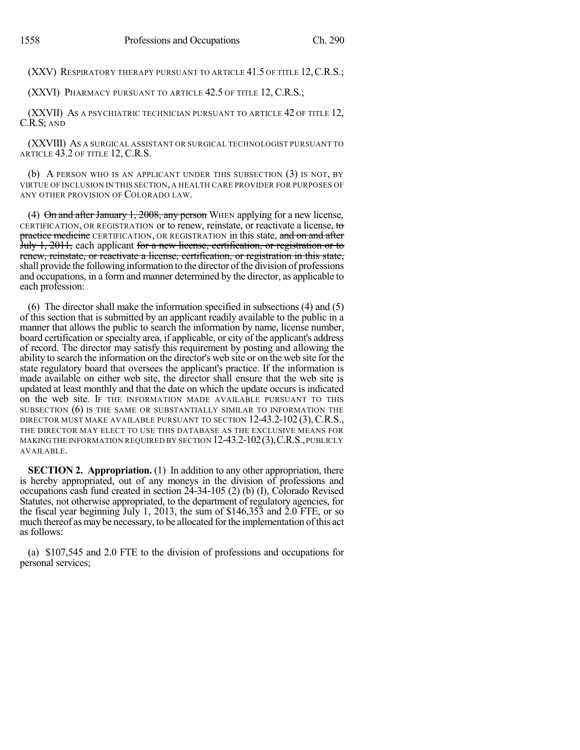(XXV) RESPIRATORY THERAPY PURSUANT TO ARTICLE 41.5 OF TITLE 12, C.R.S.;

(XXVI) PHARMACY PURSUANT TO ARTICLE 42.5 OF TITLE 12, C.R.S.;

(XXVII) AS A PSYCHIATRIC TECHNICIAN PURSUANT TO ARTICLE 42 OF TITLE 12, C.R.S; AND

(XXVIII) AS A SURGICAL ASSISTANT OR SURGICAL TECHNOLOGIST PURSUANT TO ARTICLE 43.2 OF TITLE 12, C.R.S.

(b) A PERSON WHO IS AN APPLICANT UNDER THIS SUBSECTION (3) IS NOT, BY VIRTUE OF INCLUSION IN THIS SECTION, A HEALTH CARE PROVIDER FOR PURPOSES OF ANY OTHER PROVISION OF COLORADO LAW.

(4) ~~On and after January 1, 2008, any person~~ WHEN applying for a new license, CERTIFICATION, OR REGISTRATION or to renew, reinstate, or reactivate a license, ~~to practice medicine~~ CERTIFICATION, OR REGISTRATION in this state, ~~and on and after July 1, 2011,~~ each applicant ~~for a new license, certification, or registration or to renew, reinstate, or reactivate a license, certification, or registration in this state,~~ shall provide the following information to the director of the division of professions and occupations, in a form and manner determined by the director, as applicable to each profession:

(6) The director shall make the information specified in subsections (4) and (5) of this section that is submitted by an applicant readily available to the public in a manner that allows the public to search the information by name, license number, board certification or specialty area, if applicable, or city of the applicant's address of record. The director may satisfy this requirement by posting and allowing the ability to search the information on the director's web site or on the web site for the state regulatory board that oversees the applicant's practice. If the information is made available on either web site, the director shall ensure that the web site is updated at least monthly and that the date on which the update occurs is indicated on the web site. IF THE INFORMATION MADE AVAILABLE PURSUANT TO THIS SUBSECTION (6) IS THE SAME OR SUBSTANTIALLY SIMILAR TO INFORMATION THE DIRECTOR MUST MAKE AVAILABLE PURSUANT TO SECTION 12-43.2-102 (3), C.R.S., THE DIRECTOR MAY ELECT TO USE THIS DATABASE AS THE EXCLUSIVE MEANS FOR MAKING THE INFORMATION REQUIRED BY SECTION 12-43.2-102 (3), C.R.S., PUBLICLY AVAILABLE.

**SECTION 2. Appropriation.** (1) In addition to any other appropriation, there is hereby appropriated, out of any moneys in the division of professions and occupations cash fund created in section 24-34-105 (2) (b) (I), Colorado Revised Statutes, not otherwise appropriated, to the department of regulatory agencies, for the fiscal year beginning July 1, 2013, the sum of $146,353 and 2.0 FTE, or so much thereof as may be necessary, to be allocated for the implementation of this act as follows:

(a) $107,545 and 2.0 FTE to the division of professions and occupations for personal services;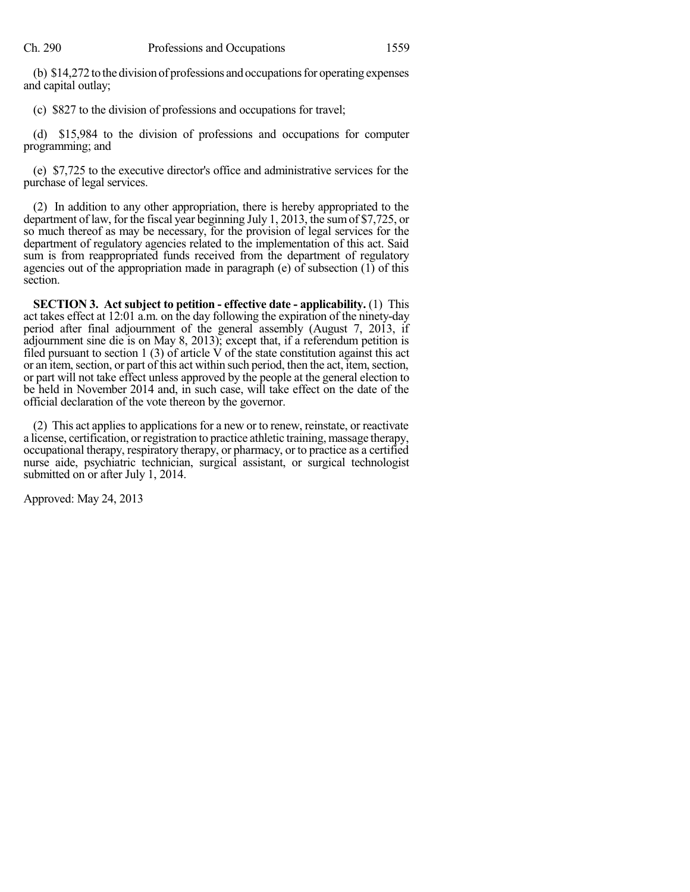(b) $14,272 to the division of professions and occupations for operating expenses and capital outlay;

(c) $827 to the division of professions and occupations for travel;

(d) $15,984 to the division of professions and occupations for computer programming; and

(e) $7,725 to the executive director's office and administrative services for the purchase of legal services.

(2) In addition to any other appropriation, there is hereby appropriated to the department of law, for the fiscal year beginning July 1, 2013, the sum of $7,725, or so much thereof as may be necessary, for the provision of legal services for the department of regulatory agencies related to the implementation of this act. Said sum is from reappropriated funds received from the department of regulatory agencies out of the appropriation made in paragraph (e) of subsection (1) of this section.

**SECTION 3. Act subject to petition - effective date - applicability.** (1) This act takes effect at 12:01 a.m. on the day following the expiration of the ninety-day period after final adjournment of the general assembly (August 7, 2013, if adjournment sine die is on May 8, 2013); except that, if a referendum petition is filed pursuant to section 1 (3) of article V of the state constitution against this act or an item, section, or part of this act within such period, then the act, item, section, or part will not take effect unless approved by the people at the general election to be held in November 2014 and, in such case, will take effect on the date of the official declaration of the vote thereon by the governor.

(2) This act applies to applications for a new or to renew, reinstate, or reactivate a license, certification, or registration to practice athletic training, massage therapy, occupational therapy, respiratory therapy, or pharmacy, or to practice as a certified nurse aide, psychiatric technician, surgical assistant, or surgical technologist submitted on or after July 1, 2014.

Approved: May 24, 2013